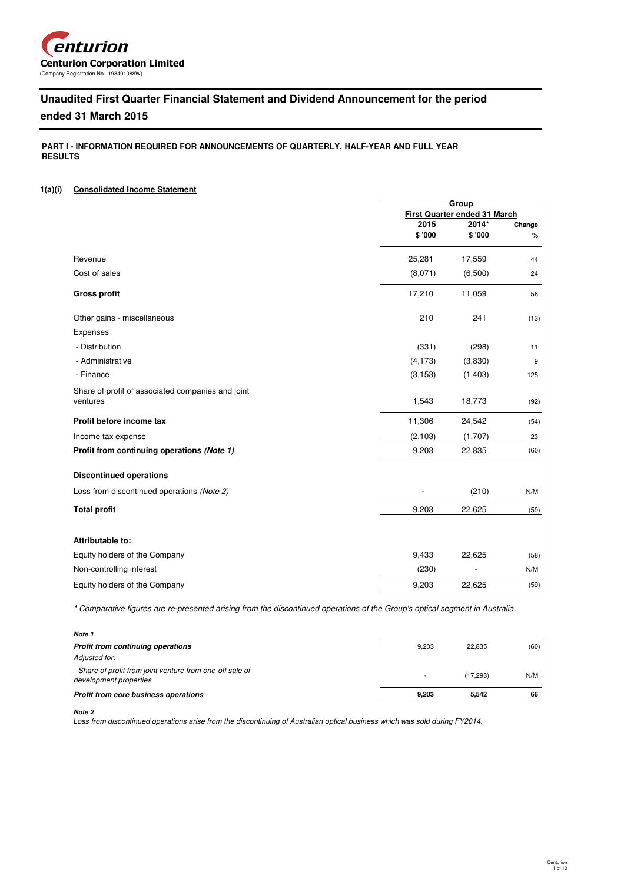**Centurion Corporation Limited**
(Company Registration No. 198401088W)

# Unaudited First Quarter Financial Statement and Dividend Announcement for the period ended 31 March 2015

**PART I - INFORMATION REQUIRED FOR ANNOUNCEMENTS OF QUARTERLY, HALF-YEAR AND FULL YEAR RESULTS**

**1(a)(i) Consolidated Income Statement**

| | Group | | |
|---|---|---|---|
| | First Quarter ended 31 March | | |
| | 2015 | 2014* | Change |
| | $ '000 | $ '000 | % |
| Revenue | 25,281 | 17,559 | 44 |
| Cost of sales | (8,071) | (6,500) | 24 |
| **Gross profit** | 17,210 | 11,059 | 56 |
| Other gains - miscellaneous | 210 | 241 | (13) |
| Expenses | | | |
| - Distribution | (331) | (298) | 11 |
| - Administrative | (4,173) | (3,830) | 9 |
| - Finance | (3,153) | (1,403) | 125 |
| Share of profit of associated companies and joint ventures | 1,543 | 18,773 | (92) |
| **Profit before income tax** | 11,306 | 24,542 | (54) |
| Income tax expense | (2,103) | (1,707) | 23 |
| **Profit from continuing operations *(Note 1)*** | 9,203 | 22,835 | (60) |
| **Discontinued operations** | | | |
| Loss from discontinued operations *(Note 2)* | - | (210) | N/M |
| **Total profit** | 9,203 | 22,625 | (59) |
| **Attributable to:** | | | |
| Equity holders of the Company | 9,433 | 22,625 | (58) |
| Non-controlling interest | (230) | - | N/M |
| Equity holders of the Company | 9,203 | 22,625 | (59) |

*\* Comparative figures are re-presented arising from the discontinued operations of the Group's optical segment in Australia.*

***Note 1***

| | | | |
|---|---|---|---|
| ***Profit from continuing operations*** | 9,203 | 22,835 | (60) |
| *Adjusted for:* | | | |
| *- Share of profit from joint venture from one-off sale of development properties* | - | (17,293) | N/M |
| ***Profit from core business operations*** | **9,203** | **5,542** | **66** |

***Note 2***

*Loss from discontinued operations arise from the discontinuing of Australian optical business which was sold during FY2014.*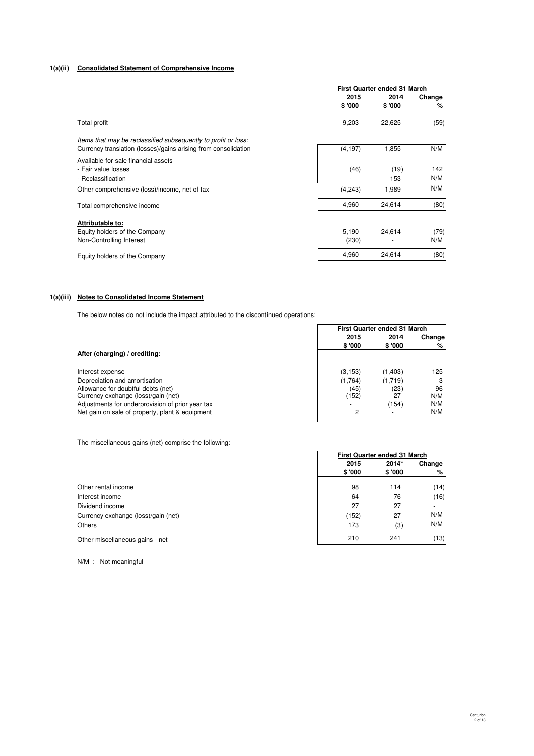### 1(a)(ii) Consolidated Statement of Comprehensive Income

| | First Quarter ended 31 March | | |
|---|---|---|---|
| | 2015 | 2014 | Change |
| | $ '000 | $ '000 | % |
| Total profit | 9,203 | 22,625 | (59) |
| *Items that may be reclassified subsequently to profit or loss:* | | | |
| Currency translation (losses)/gains arising from consolidation | (4,197) | 1,855 | N/M |
| Available-for-sale financial assets | | | |
| - Fair value losses | (46) | (19) | 142 |
| - Reclassification | - | 153 | N/M |
| Other comprehensive (loss)/income, net of tax | (4,243) | 1,989 | N/M |
| Total comprehensive income | 4,960 | 24,614 | (80) |
| **Attributable to:** | | | |
| Equity holders of the Company | 5,190 | 24,614 | (79) |
| Non-Controlling Interest | (230) | - | N/M |
| Equity holders of the Company | 4,960 | 24,614 | (80) |

### 1(a)(iii) Notes to Consolidated Income Statement

The below notes do not include the impact attributed to the discontinued operations:

| | First Quarter ended 31 March | | |
|---|---|---|---|
| | 2015 | 2014 | Change |
| | $ '000 | $ '000 | % |
| **After (charging) / crediting:** | | | |
| Interest expense | (3,153) | (1,403) | 125 |
| Depreciation and amortisation | (1,764) | (1,719) | 3 |
| Allowance for doubtful debts (net) | (45) | (23) | 96 |
| Currency exchange (loss)/gain (net) | (152) | 27 | N/M |
| Adjustments for underprovision of prior year tax | - | (154) | N/M |
| Net gain on sale of property, plant & equipment | 2 | - | N/M |

The miscellaneous gains (net) comprise the following:

| | First Quarter ended 31 March | | |
|---|---|---|---|
| | 2015 | 2014* | Change |
| | $ '000 | $ '000 | % |
| Other rental income | 98 | 114 | (14) |
| Interest income | 64 | 76 | (16) |
| Dividend income | 27 | 27 | - |
| Currency exchange (loss)/gain (net) | (152) | 27 | N/M |
| Others | 173 | (3) | N/M |
| Other miscellaneous gains - net | 210 | 241 | (13) |

N/M : Not meaningful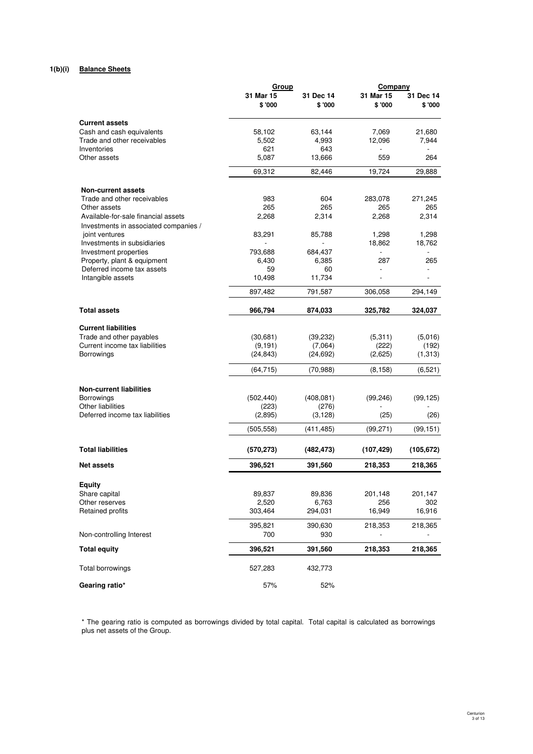**1(b)(i) Balance Sheets**

| | Group | | Company | |
|---|---|---|---|---|
| | 31 Mar 15 | 31 Dec 14 | 31 Mar 15 | 31 Dec 14 |
| | $ '000 | $ '000 | $ '000 | $ '000 |
| **Current assets** | | | | |
| Cash and cash equivalents | 58,102 | 63,144 | 7,069 | 21,680 |
| Trade and other receivables | 5,502 | 4,993 | 12,096 | 7,944 |
| Inventories | 621 | 643 | - | - |
| Other assets | 5,087 | 13,666 | 559 | 264 |
| | 69,312 | 82,446 | 19,724 | 29,888 |
| **Non-current assets** | | | | |
| Trade and other receivables | 983 | 604 | 283,078 | 271,245 |
| Other assets | 265 | 265 | 265 | 265 |
| Available-for-sale financial assets | 2,268 | 2,314 | 2,268 | 2,314 |
| Investments in associated companies / joint ventures | 83,291 | 85,788 | 1,298 | 1,298 |
| Investments in subsidiaries | - | - | 18,862 | 18,762 |
| Investment properties | 793,688 | 684,437 | - | - |
| Property, plant & equipment | 6,430 | 6,385 | 287 | 265 |
| Deferred income tax assets | 59 | 60 | - | - |
| Intangible assets | 10,498 | 11,734 | - | - |
| | 897,482 | 791,587 | 306,058 | 294,149 |
| **Total assets** | **966,794** | **874,033** | **325,782** | **324,037** |
| **Current liabilities** | | | | |
| Trade and other payables | (30,681) | (39,232) | (5,311) | (5,016) |
| Current income tax liabilities | (9,191) | (7,064) | (222) | (192) |
| Borrowings | (24,843) | (24,692) | (2,625) | (1,313) |
| | (64,715) | (70,988) | (8,158) | (6,521) |
| **Non-current liabilities** | | | | |
| Borrowings | (502,440) | (408,081) | (99,246) | (99,125) |
| Other liabilities | (223) | (276) | - | - |
| Deferred income tax liabilities | (2,895) | (3,128) | (25) | (26) |
| | (505,558) | (411,485) | (99,271) | (99,151) |
| **Total liabilities** | **(570,273)** | **(482,473)** | **(107,429)** | **(105,672)** |
| **Net assets** | **396,521** | **391,560** | **218,353** | **218,365** |
| **Equity** | | | | |
| Share capital | 89,837 | 89,836 | 201,148 | 201,147 |
| Other reserves | 2,520 | 6,763 | 256 | 302 |
| Retained profits | 303,464 | 294,031 | 16,949 | 16,916 |
| | 395,821 | 390,630 | 218,353 | 218,365 |
| Non-controlling Interest | 700 | 930 | - | - |
| **Total equity** | **396,521** | **391,560** | **218,353** | **218,365** |
| Total borrowings | 527,283 | 432,773 | | |
| **Gearing ratio*** | 57% | 52% | | |

* The gearing ratio is computed as borrowings divided by total capital. Total capital is calculated as borrowings plus net assets of the Group.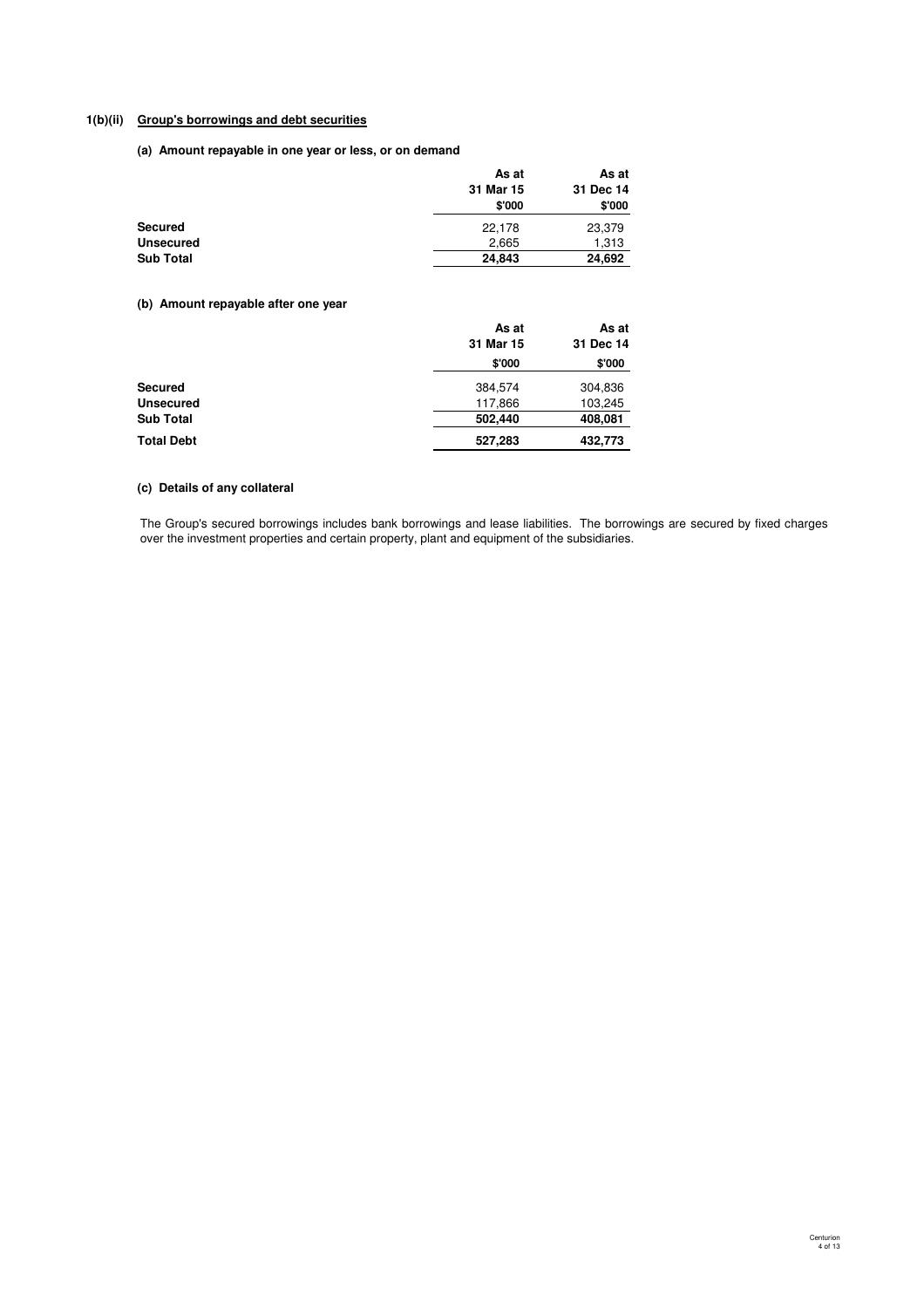## 1(b)(ii) Group's borrowings and debt securities

### (a) Amount repayable in one year or less, or on demand

| | As at 31 Mar 15 $'000 | As at 31 Dec 14 $'000 |
|---|---|---|
| **Secured** | 22,178 | 23,379 |
| **Unsecured** | 2,665 | 1,313 |
| **Sub Total** | **24,843** | **24,692** |

### (b) Amount repayable after one year

| | As at 31 Mar 15 $'000 | As at 31 Dec 14 $'000 |
|---|---|---|
| **Secured** | 384,574 | 304,836 |
| **Unsecured** | 117,866 | 103,245 |
| **Sub Total** | **502,440** | **408,081** |
| **Total Debt** | **527,283** | **432,773** |

### (c) Details of any collateral

The Group's secured borrowings includes bank borrowings and lease liabilities. The borrowings are secured by fixed charges over the investment properties and certain property, plant and equipment of the subsidiaries.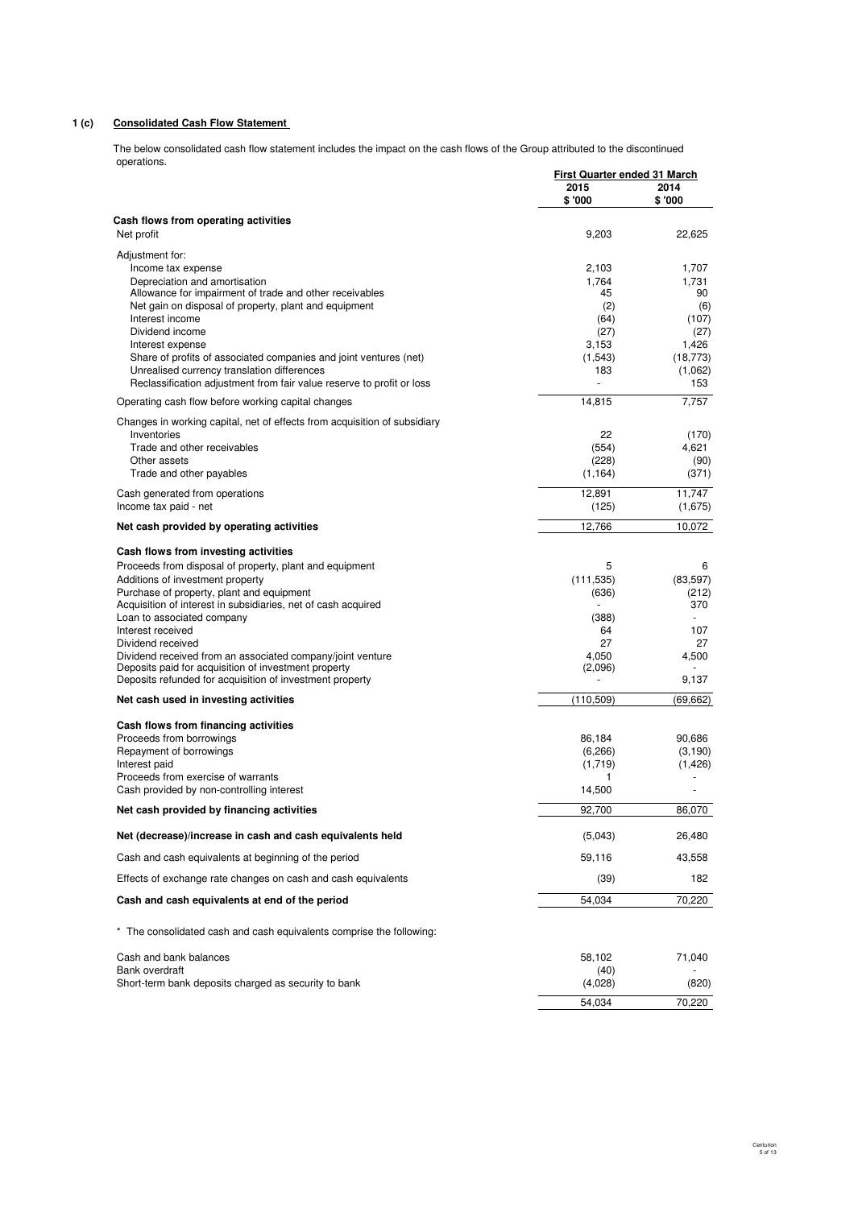## 1 (c) Consolidated Cash Flow Statement

The below consolidated cash flow statement includes the impact on the cash flows of the Group attributed to the discontinued operations.

| | First Quarter ended 31 March | |
|---|---|---|
| | 2015 | 2014 |
| | $ '000 | $ '000 |
| **Cash flows from operating activities** | | |
| Net profit | 9,203 | 22,625 |
| Adjustment for: | | |
| Income tax expense | 2,103 | 1,707 |
| Depreciation and amortisation | 1,764 | 1,731 |
| Allowance for impairment of trade and other receivables | 45 | 90 |
| Net gain on disposal of property, plant and equipment | (2) | (6) |
| Interest income | (64) | (107) |
| Dividend income | (27) | (27) |
| Interest expense | 3,153 | 1,426 |
| Share of profits of associated companies and joint ventures (net) | (1,543) | (18,773) |
| Unrealised currency translation differences | 183 | (1,062) |
| Reclassification adjustment from fair value reserve to profit or loss | - | 153 |
| Operating cash flow before working capital changes | 14,815 | 7,757 |
| Changes in working capital, net of effects from acquisition of subsidiary | | |
| Inventories | 22 | (170) |
| Trade and other receivables | (554) | 4,621 |
| Other assets | (228) | (90) |
| Trade and other payables | (1,164) | (371) |
| Cash generated from operations | 12,891 | 11,747 |
| Income tax paid - net | (125) | (1,675) |
| **Net cash provided by operating activities** | 12,766 | 10,072 |
| **Cash flows from investing activities** | | |
| Proceeds from disposal of property, plant and equipment | 5 | 6 |
| Additions of investment property | (111,535) | (83,597) |
| Purchase of property, plant and equipment | (636) | (212) |
| Acquisition of interest in subsidiaries, net of cash acquired | - | 370 |
| Loan to associated company | (388) | - |
| Interest received | 64 | 107 |
| Dividend received | 27 | 27 |
| Dividend received from an associated company/joint venture | 4,050 | 4,500 |
| Deposits paid for acquisition of investment property | (2,096) | - |
| Deposits refunded for acquisition of investment property | - | 9,137 |
| **Net cash used in investing activities** | (110,509) | (69,662) |
| **Cash flows from financing activities** | | |
| Proceeds from borrowings | 86,184 | 90,686 |
| Repayment of borrowings | (6,266) | (3,190) |
| Interest paid | (1,719) | (1,426) |
| Proceeds from exercise of warrants | 1 | - |
| Cash provided by non-controlling interest | 14,500 | - |
| **Net cash provided by financing activities** | 92,700 | 86,070 |
| **Net (decrease)/increase in cash and cash equivalents held** | (5,043) | 26,480 |
| Cash and cash equivalents at beginning of the period | 59,116 | 43,558 |
| Effects of exchange rate changes on cash and cash equivalents | (39) | 182 |
| **Cash and cash equivalents at end of the period** | 54,034 | 70,220 |

\* The consolidated cash and cash equivalents comprise the following:

| | 2015 | 2014 |
|---|---|---|
| Cash and bank balances | 58,102 | 71,040 |
| Bank overdraft | (40) | - |
| Short-term bank deposits charged as security to bank | (4,028) | (820) |
| | 54,034 | 70,220 |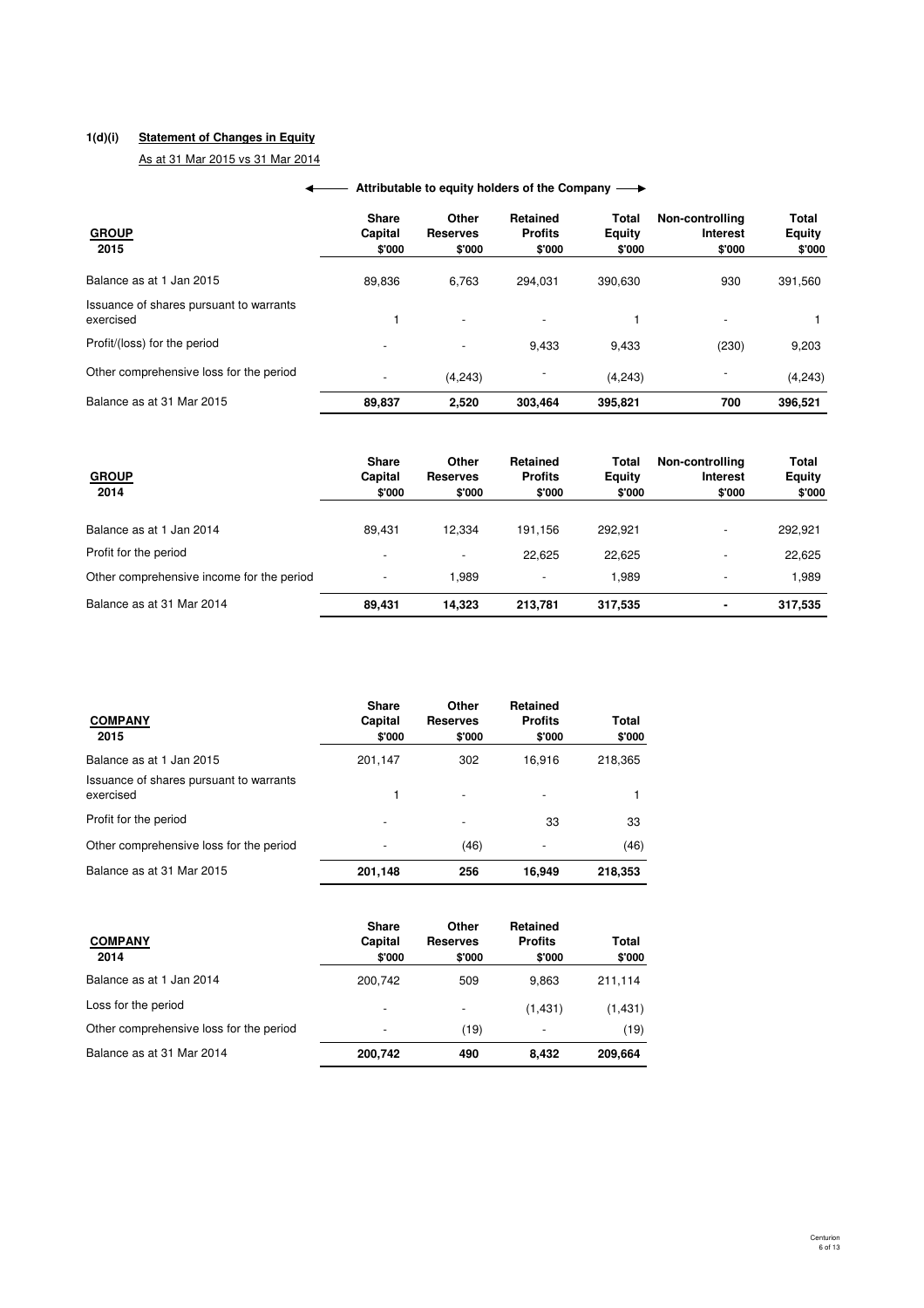**1(d)(i) Statement of Changes in Equity**

As at 31 Mar 2015 vs 31 Mar 2014

| GROUP 2015 | Share Capital $'000 | Other Reserves $'000 | Retained Profits $'000 | Total Equity $'000 | Non-controlling Interest $'000 | Total Equity $'000 |
|---|---|---|---|---|---|---|
| | ← Attributable to equity holders of the Company | | | → | | |
| Balance as at 1 Jan 2015 | 89,836 | 6,763 | 294,031 | 390,630 | 930 | 391,560 |
| Issuance of shares pursuant to warrants exercised | 1 | - | - | 1 | - | 1 |
| Profit/(loss) for the period | - | - | 9,433 | 9,433 | (230) | 9,203 |
| Other comprehensive loss for the period | - | (4,243) | - | (4,243) | - | (4,243) |
| Balance as at 31 Mar 2015 | **89,837** | **2,520** | **303,464** | **395,821** | **700** | **396,521** |

| GROUP 2014 | Share Capital $'000 | Other Reserves $'000 | Retained Profits $'000 | Total Equity $'000 | Non-controlling Interest $'000 | Total Equity $'000 |
|---|---|---|---|---|---|---|
| Balance as at 1 Jan 2014 | 89,431 | 12,334 | 191,156 | 292,921 | - | 292,921 |
| Profit for the period | - | - | 22,625 | 22,625 | - | 22,625 |
| Other comprehensive income for the period | - | 1,989 | - | 1,989 | - | 1,989 |
| Balance as at 31 Mar 2014 | **89,431** | **14,323** | **213,781** | **317,535** | **-** | **317,535** |

| COMPANY 2015 | Share Capital $'000 | Other Reserves $'000 | Retained Profits $'000 | Total $'000 |
|---|---|---|---|---|
| Balance as at 1 Jan 2015 | 201,147 | 302 | 16,916 | 218,365 |
| Issuance of shares pursuant to warrants exercised | 1 | - | - | 1 |
| Profit for the period | - | - | 33 | 33 |
| Other comprehensive loss for the period | - | (46) | - | (46) |
| Balance as at 31 Mar 2015 | **201,148** | **256** | **16,949** | **218,353** |

| COMPANY 2014 | Share Capital $'000 | Other Reserves $'000 | Retained Profits $'000 | Total $'000 |
|---|---|---|---|---|
| Balance as at 1 Jan 2014 | 200,742 | 509 | 9,863 | 211,114 |
| Loss for the period | - | - | (1,431) | (1,431) |
| Other comprehensive loss for the period | - | (19) | - | (19) |
| Balance as at 31 Mar 2014 | **200,742** | **490** | **8,432** | **209,664** |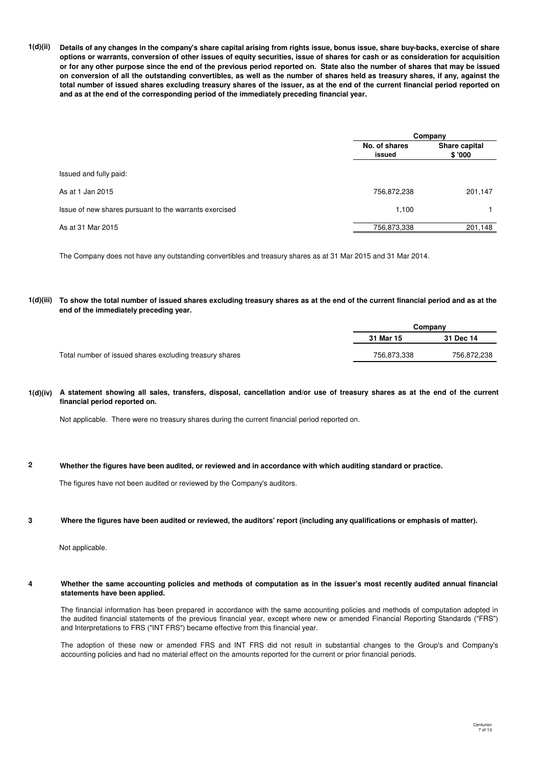**1(d)(ii) Details of any changes in the company's share capital arising from rights issue, bonus issue, share buy-backs, exercise of share options or warrants, conversion of other issues of equity securities, issue of shares for cash or as consideration for acquisition or for any other purpose since the end of the previous period reported on. State also the number of shares that may be issued on conversion of all the outstanding convertibles, as well as the number of shares held as treasury shares, if any, against the total number of issued shares excluding treasury shares of the issuer, as at the end of the current financial period reported on and as at the end of the corresponding period of the immediately preceding financial year.**

| | Company | |
|---|---|---|
| | No. of shares issued | Share capital $ '000 |
| Issued and fully paid: | | |
| As at 1 Jan 2015 | 756,872,238 | 201,147 |
| Issue of new shares pursuant to the warrants exercised | 1,100 | 1 |
| As at 31 Mar 2015 | 756,873,338 | 201,148 |

The Company does not have any outstanding convertibles and treasury shares as at 31 Mar 2015 and 31 Mar 2014.

**1(d)(iii) To show the total number of issued shares excluding treasury shares as at the end of the current financial period and as at the end of the immediately preceding year.**

| | Company | |
|---|---|---|
| | 31 Mar 15 | 31 Dec 14 |
| Total number of issued shares excluding treasury shares | 756,873,338 | 756,872,238 |

**1(d)(iv) A statement showing all sales, transfers, disposal, cancellation and/or use of treasury shares as at the end of the current financial period reported on.**

Not applicable. There were no treasury shares during the current financial period reported on.

**2 Whether the figures have been audited, or reviewed and in accordance with which auditing standard or practice.**

The figures have not been audited or reviewed by the Company's auditors.

**3 Where the figures have been audited or reviewed, the auditors' report (including any qualifications or emphasis of matter).**

Not applicable.

**4 Whether the same accounting policies and methods of computation as in the issuer's most recently audited annual financial statements have been applied.**

The financial information has been prepared in accordance with the same accounting policies and methods of computation adopted in the audited financial statements of the previous financial year, except where new or amended Financial Reporting Standards ("FRS") and Interpretations to FRS ("INT FRS") became effective from this financial year.

The adoption of these new or amended FRS and INT FRS did not result in substantial changes to the Group's and Company's accounting policies and had no material effect on the amounts reported for the current or prior financial periods.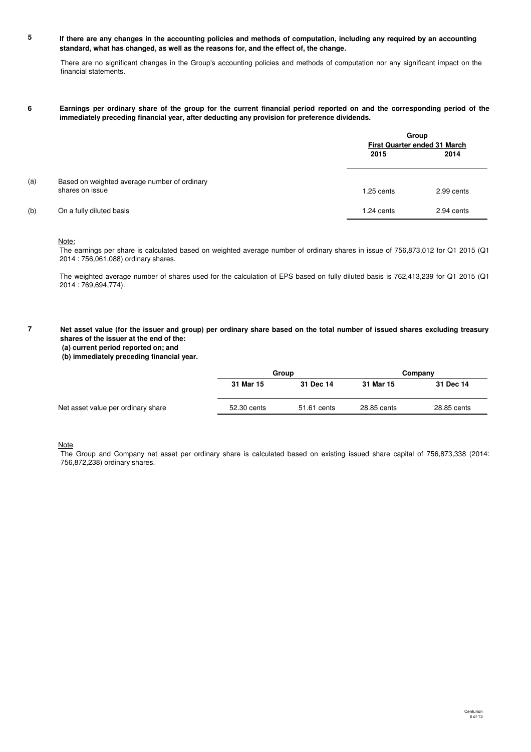**5 If there are any changes in the accounting policies and methods of computation, including any required by an accounting standard, what has changed, as well as the reasons for, and the effect of, the change.**

There are no significant changes in the Group's accounting policies and methods of computation nor any significant impact on the financial statements.

**6 Earnings per ordinary share of the group for the current financial period reported on and the corresponding period of the immediately preceding financial year, after deducting any provision for preference dividends.**

| | | Group | |
|---|---|---|---|
| | | First Quarter ended 31 March | |
| | | 2015 | 2014 |
| (a) | Based on weighted average number of ordinary shares on issue | 1.25 cents | 2.99 cents |
| (b) | On a fully diluted basis | 1.24 cents | 2.94 cents |

Note:
The earnings per share is calculated based on weighted average number of ordinary shares in issue of 756,873,012 for Q1 2015 (Q1 2014 : 756,061,088) ordinary shares.

The weighted average number of shares used for the calculation of EPS based on fully diluted basis is 762,413,239 for Q1 2015 (Q1 2014 : 769,694,774).

**7 Net asset value (for the issuer and group) per ordinary share based on the total number of issued shares excluding treasury shares of the issuer at the end of the:**
**(a) current period reported on; and**
**(b) immediately preceding financial year.**

| | Group | | Company | |
|---|---|---|---|---|
| | 31 Mar 15 | 31 Dec 14 | 31 Mar 15 | 31 Dec 14 |
| Net asset value per ordinary share | 52.30 cents | 51.61 cents | 28.85 cents | 28.85 cents |

Note
The Group and Company net asset per ordinary share is calculated based on existing issued share capital of 756,873,338 (2014: 756,872,238) ordinary shares.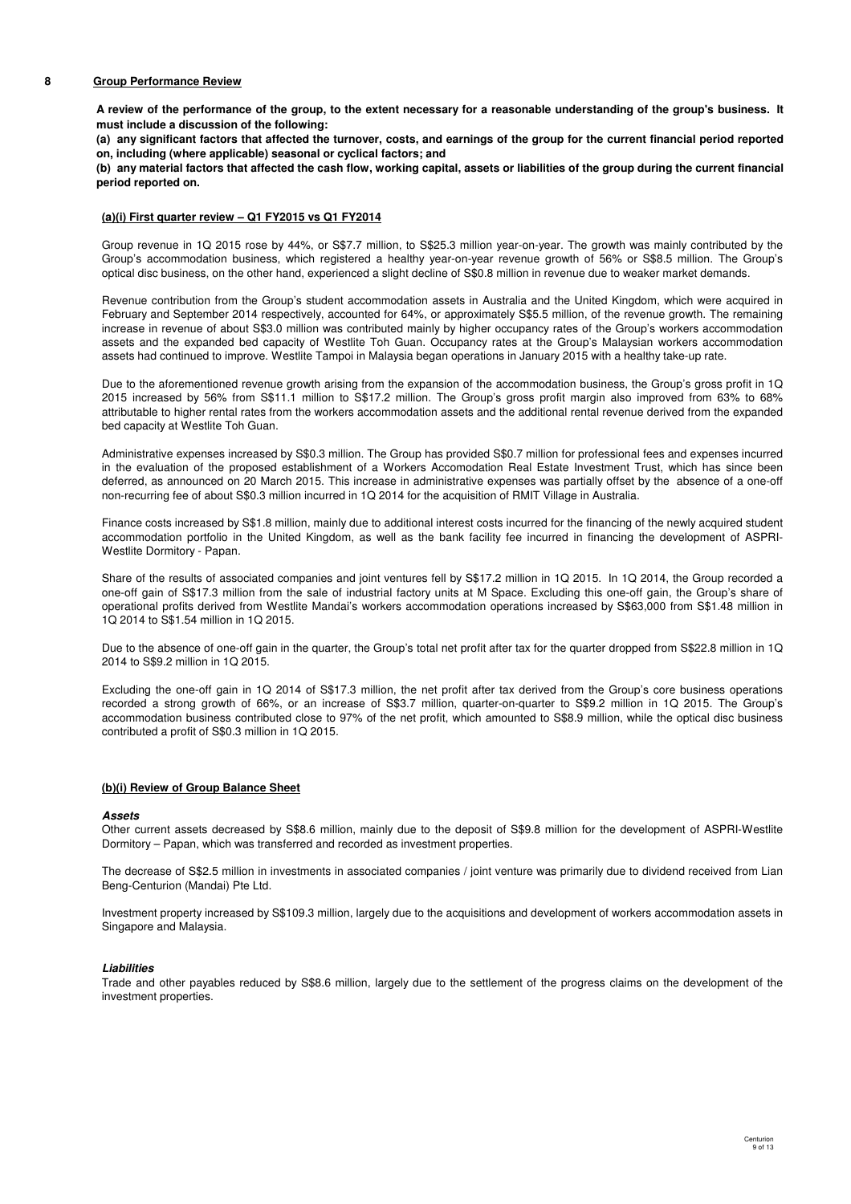## 8 Group Performance Review

**A review of the performance of the group, to the extent necessary for a reasonable understanding of the group's business. It must include a discussion of the following:**

**(a) any significant factors that affected the turnover, costs, and earnings of the group for the current financial period reported on, including (where applicable) seasonal or cyclical factors; and**

**(b) any material factors that affected the cash flow, working capital, assets or liabilities of the group during the current financial period reported on.**

### (a)(i) First quarter review – Q1 FY2015 vs Q1 FY2014

Group revenue in 1Q 2015 rose by 44%, or S$7.7 million, to S$25.3 million year-on-year. The growth was mainly contributed by the Group's accommodation business, which registered a healthy year-on-year revenue growth of 56% or S$8.5 million. The Group's optical disc business, on the other hand, experienced a slight decline of S$0.8 million in revenue due to weaker market demands.

Revenue contribution from the Group's student accommodation assets in Australia and the United Kingdom, which were acquired in February and September 2014 respectively, accounted for 64%, or approximately S$5.5 million, of the revenue growth. The remaining increase in revenue of about S$3.0 million was contributed mainly by higher occupancy rates of the Group's workers accommodation assets and the expanded bed capacity of Westlite Toh Guan. Occupancy rates at the Group's Malaysian workers accommodation assets had continued to improve. Westlite Tampoi in Malaysia began operations in January 2015 with a healthy take-up rate.

Due to the aforementioned revenue growth arising from the expansion of the accommodation business, the Group's gross profit in 1Q 2015 increased by 56% from S$11.1 million to S$17.2 million. The Group's gross profit margin also improved from 63% to 68% attributable to higher rental rates from the workers accommodation assets and the additional rental revenue derived from the expanded bed capacity at Westlite Toh Guan.

Administrative expenses increased by S$0.3 million. The Group has provided S$0.7 million for professional fees and expenses incurred in the evaluation of the proposed establishment of a Workers Accomodation Real Estate Investment Trust, which has since been deferred, as announced on 20 March 2015. This increase in administrative expenses was partially offset by the absence of a one-off non-recurring fee of about S$0.3 million incurred in 1Q 2014 for the acquisition of RMIT Village in Australia.

Finance costs increased by S$1.8 million, mainly due to additional interest costs incurred for the financing of the newly acquired student accommodation portfolio in the United Kingdom, as well as the bank facility fee incurred in financing the development of ASPRI-Westlite Dormitory - Papan.

Share of the results of associated companies and joint ventures fell by S$17.2 million in 1Q 2015. In 1Q 2014, the Group recorded a one-off gain of S$17.3 million from the sale of industrial factory units at M Space. Excluding this one-off gain, the Group's share of operational profits derived from Westlite Mandai's workers accommodation operations increased by S$63,000 from S$1.48 million in 1Q 2014 to S$1.54 million in 1Q 2015.

Due to the absence of one-off gain in the quarter, the Group's total net profit after tax for the quarter dropped from S$22.8 million in 1Q 2014 to S$9.2 million in 1Q 2015.

Excluding the one-off gain in 1Q 2014 of S$17.3 million, the net profit after tax derived from the Group's core business operations recorded a strong growth of 66%, or an increase of S$3.7 million, quarter-on-quarter to S$9.2 million in 1Q 2015. The Group's accommodation business contributed close to 97% of the net profit, which amounted to S$8.9 million, while the optical disc business contributed a profit of S$0.3 million in 1Q 2015.

### (b)(i) Review of Group Balance Sheet

***Assets***

Other current assets decreased by S$8.6 million, mainly due to the deposit of S$9.8 million for the development of ASPRI-Westlite Dormitory – Papan, which was transferred and recorded as investment properties.

The decrease of S$2.5 million in investments in associated companies / joint venture was primarily due to dividend received from Lian Beng-Centurion (Mandai) Pte Ltd.

Investment property increased by S$109.3 million, largely due to the acquisitions and development of workers accommodation assets in Singapore and Malaysia.

***Liabilities***

Trade and other payables reduced by S$8.6 million, largely due to the settlement of the progress claims on the development of the investment properties.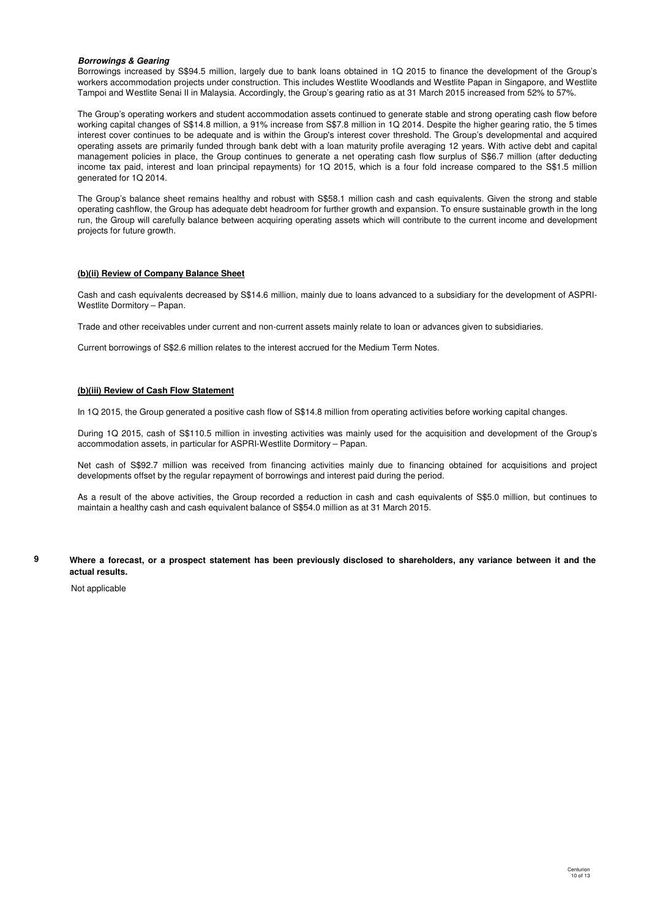***Borrowings & Gearing***

Borrowings increased by S$94.5 million, largely due to bank loans obtained in 1Q 2015 to finance the development of the Group's workers accommodation projects under construction. This includes Westlite Woodlands and Westlite Papan in Singapore, and Westlite Tampoi and Westlite Senai II in Malaysia. Accordingly, the Group's gearing ratio as at 31 March 2015 increased from 52% to 57%.

The Group's operating workers and student accommodation assets continued to generate stable and strong operating cash flow before working capital changes of S$14.8 million, a 91% increase from S$7.8 million in 1Q 2014. Despite the higher gearing ratio, the 5 times interest cover continues to be adequate and is within the Group's interest cover threshold. The Group's developmental and acquired operating assets are primarily funded through bank debt with a loan maturity profile averaging 12 years. With active debt and capital management policies in place, the Group continues to generate a net operating cash flow surplus of S$6.7 million (after deducting income tax paid, interest and loan principal repayments) for 1Q 2015, which is a four fold increase compared to the S$1.5 million generated for 1Q 2014.

The Group's balance sheet remains healthy and robust with S$58.1 million cash and cash equivalents. Given the strong and stable operating cashflow, the Group has adequate debt headroom for further growth and expansion. To ensure sustainable growth in the long run, the Group will carefully balance between acquiring operating assets which will contribute to the current income and development projects for future growth.

**(b)(ii) Review of Company Balance Sheet**

Cash and cash equivalents decreased by S$14.6 million, mainly due to loans advanced to a subsidiary for the development of ASPRI-Westlite Dormitory – Papan.

Trade and other receivables under current and non-current assets mainly relate to loan or advances given to subsidiaries.

Current borrowings of S$2.6 million relates to the interest accrued for the Medium Term Notes.

**(b)(iii) Review of Cash Flow Statement**

In 1Q 2015, the Group generated a positive cash flow of S$14.8 million from operating activities before working capital changes.

During 1Q 2015, cash of S$110.5 million in investing activities was mainly used for the acquisition and development of the Group's accommodation assets, in particular for ASPRI-Westlite Dormitory – Papan.

Net cash of S$92.7 million was received from financing activities mainly due to financing obtained for acquisitions and project developments offset by the regular repayment of borrowings and interest paid during the period.

As a result of the above activities, the Group recorded a reduction in cash and cash equivalents of S$5.0 million, but continues to maintain a healthy cash and cash equivalent balance of S$54.0 million as at 31 March 2015.

**9 Where a forecast, or a prospect statement has been previously disclosed to shareholders, any variance between it and the actual results.**

Not applicable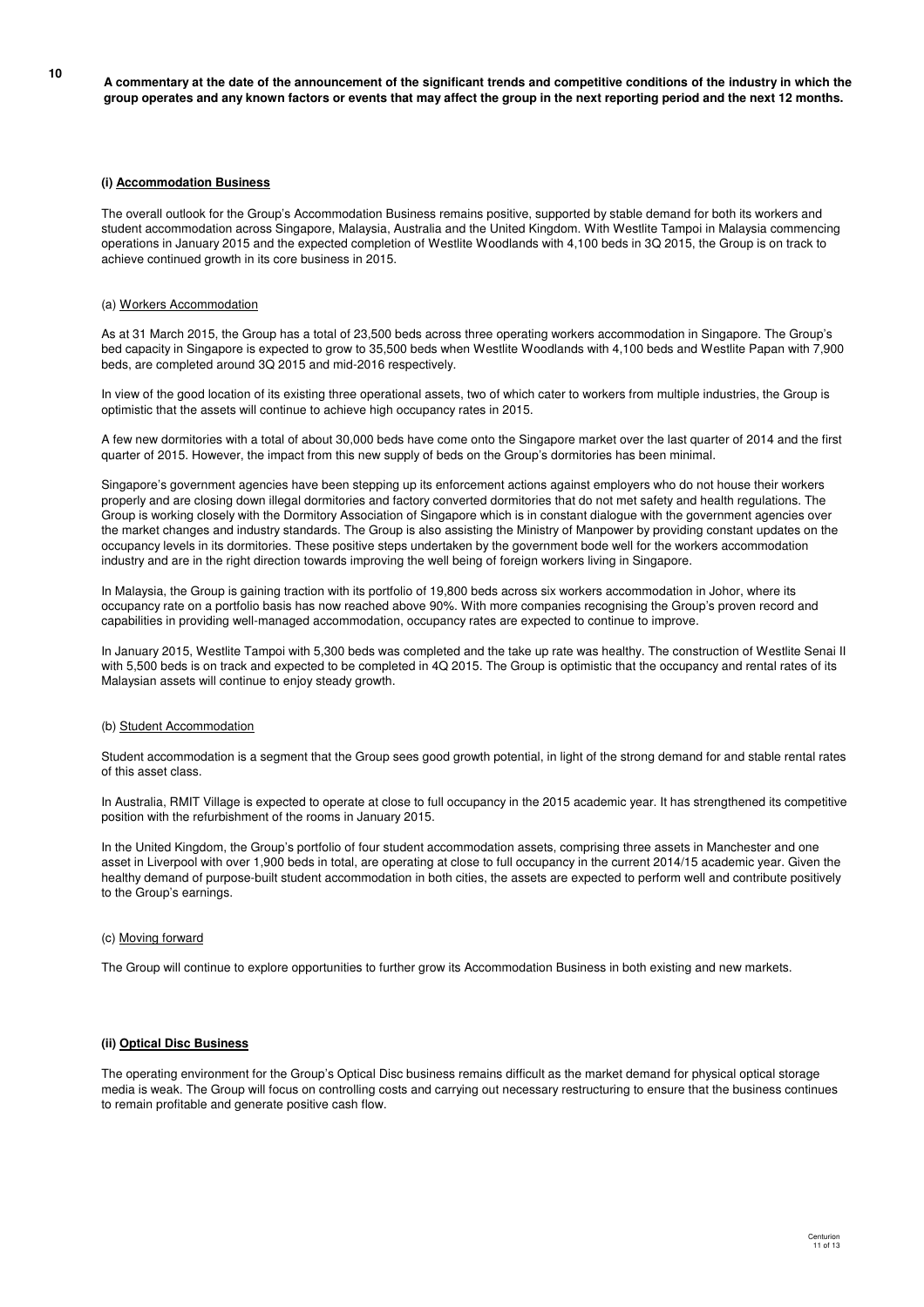**10 A commentary at the date of the announcement of the significant trends and competitive conditions of the industry in which the group operates and any known factors or events that may affect the group in the next reporting period and the next 12 months.**

**(i) Accommodation Business**

The overall outlook for the Group's Accommodation Business remains positive, supported by stable demand for both its workers and student accommodation across Singapore, Malaysia, Australia and the United Kingdom. With Westlite Tampoi in Malaysia commencing operations in January 2015 and the expected completion of Westlite Woodlands with 4,100 beds in 3Q 2015, the Group is on track to achieve continued growth in its core business in 2015.

(a) Workers Accommodation

As at 31 March 2015, the Group has a total of 23,500 beds across three operating workers accommodation in Singapore. The Group's bed capacity in Singapore is expected to grow to 35,500 beds when Westlite Woodlands with 4,100 beds and Westlite Papan with 7,900 beds, are completed around 3Q 2015 and mid-2016 respectively.

In view of the good location of its existing three operational assets, two of which cater to workers from multiple industries, the Group is optimistic that the assets will continue to achieve high occupancy rates in 2015.

A few new dormitories with a total of about 30,000 beds have come onto the Singapore market over the last quarter of 2014 and the first quarter of 2015. However, the impact from this new supply of beds on the Group's dormitories has been minimal.

Singapore's government agencies have been stepping up its enforcement actions against employers who do not house their workers properly and are closing down illegal dormitories and factory converted dormitories that do not met safety and health regulations. The Group is working closely with the Dormitory Association of Singapore which is in constant dialogue with the government agencies over the market changes and industry standards. The Group is also assisting the Ministry of Manpower by providing constant updates on the occupancy levels in its dormitories. These positive steps undertaken by the government bode well for the workers accommodation industry and are in the right direction towards improving the well being of foreign workers living in Singapore.

In Malaysia, the Group is gaining traction with its portfolio of 19,800 beds across six workers accommodation in Johor, where its occupancy rate on a portfolio basis has now reached above 90%. With more companies recognising the Group's proven record and capabilities in providing well-managed accommodation, occupancy rates are expected to continue to improve.

In January 2015, Westlite Tampoi with 5,300 beds was completed and the take up rate was healthy. The construction of Westlite Senai II with 5,500 beds is on track and expected to be completed in 4Q 2015. The Group is optimistic that the occupancy and rental rates of its Malaysian assets will continue to enjoy steady growth.

(b) Student Accommodation

Student accommodation is a segment that the Group sees good growth potential, in light of the strong demand for and stable rental rates of this asset class.

In Australia, RMIT Village is expected to operate at close to full occupancy in the 2015 academic year. It has strengthened its competitive position with the refurbishment of the rooms in January 2015.

In the United Kingdom, the Group's portfolio of four student accommodation assets, comprising three assets in Manchester and one asset in Liverpool with over 1,900 beds in total, are operating at close to full occupancy in the current 2014/15 academic year. Given the healthy demand of purpose-built student accommodation in both cities, the assets are expected to perform well and contribute positively to the Group's earnings.

(c) Moving forward

The Group will continue to explore opportunities to further grow its Accommodation Business in both existing and new markets.

**(ii) Optical Disc Business**

The operating environment for the Group's Optical Disc business remains difficult as the market demand for physical optical storage media is weak. The Group will focus on controlling costs and carrying out necessary restructuring to ensure that the business continues to remain profitable and generate positive cash flow.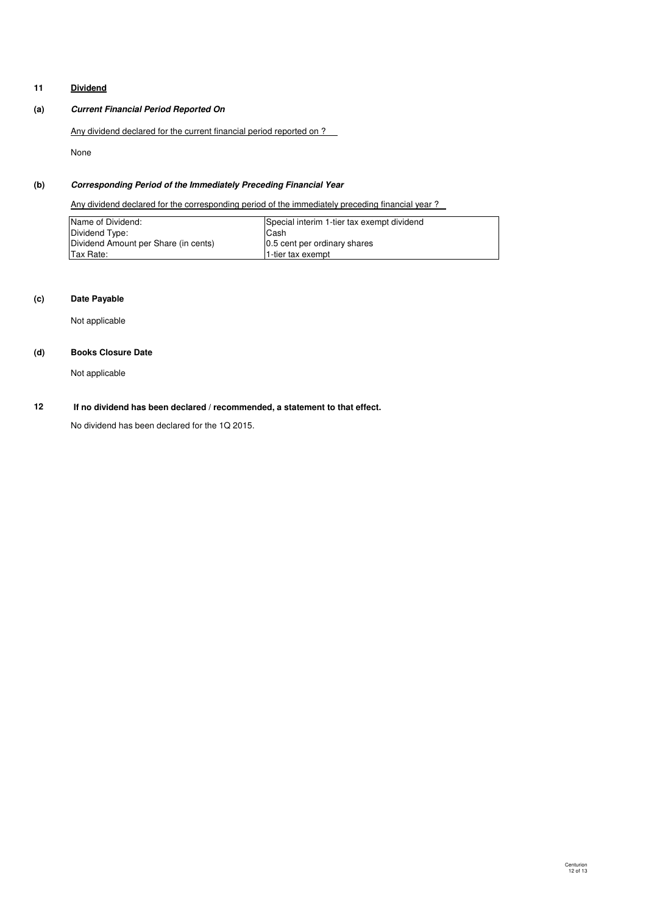## 11 Dividend

### (a) *Current Financial Period Reported On*

Any dividend declared for the current financial period reported on ?

None

### (b) *Corresponding Period of the Immediately Preceding Financial Year*

Any dividend declared for the corresponding period of the immediately preceding financial year ?

| | |
|---|---|
| Name of Dividend: | Special interim 1-tier tax exempt dividend |
| Dividend Type: | Cash |
| Dividend Amount per Share (in cents) | 0.5 cent per ordinary shares |
| Tax Rate: | 1-tier tax exempt |

### (c) Date Payable

Not applicable

### (d) Books Closure Date

Not applicable

## 12 If no dividend has been declared / recommended, a statement to that effect.

No dividend has been declared for the 1Q 2015.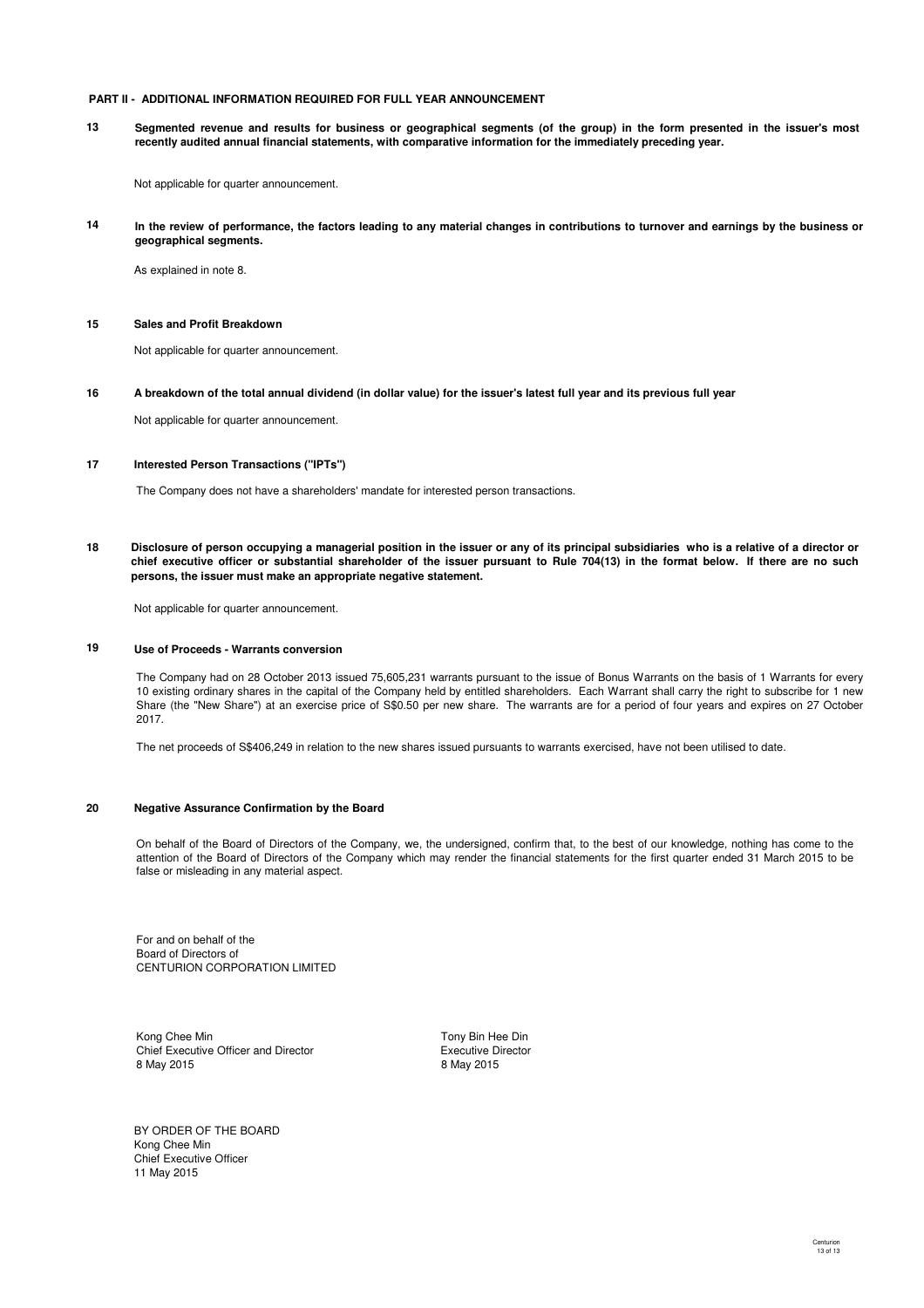## PART II - ADDITIONAL INFORMATION REQUIRED FOR FULL YEAR ANNOUNCEMENT

**13 Segmented revenue and results for business or geographical segments (of the group) in the form presented in the issuer's most recently audited annual financial statements, with comparative information for the immediately preceding year.**

Not applicable for quarter announcement.

**14 In the review of performance, the factors leading to any material changes in contributions to turnover and earnings by the business or geographical segments.**

As explained in note 8.

**15 Sales and Profit Breakdown**

Not applicable for quarter announcement.

**16 A breakdown of the total annual dividend (in dollar value) for the issuer's latest full year and its previous full year**

Not applicable for quarter announcement.

**17 Interested Person Transactions ("IPTs")**

The Company does not have a shareholders' mandate for interested person transactions.

**18 Disclosure of person occupying a managerial position in the issuer or any of its principal subsidiaries who is a relative of a director or chief executive officer or substantial shareholder of the issuer pursuant to Rule 704(13) in the format below. If there are no such persons, the issuer must make an appropriate negative statement.**

Not applicable for quarter announcement.

**19 Use of Proceeds - Warrants conversion**

The Company had on 28 October 2013 issued 75,605,231 warrants pursuant to the issue of Bonus Warrants on the basis of 1 Warrants for every 10 existing ordinary shares in the capital of the Company held by entitled shareholders. Each Warrant shall carry the right to subscribe for 1 new Share (the "New Share") at an exercise price of S$0.50 per new share. The warrants are for a period of four years and expires on 27 October 2017.

The net proceeds of S$406,249 in relation to the new shares issued pursuants to warrants exercised, have not been utilised to date.

**20 Negative Assurance Confirmation by the Board**

On behalf of the Board of Directors of the Company, we, the undersigned, confirm that, to the best of our knowledge, nothing has come to the attention of the Board of Directors of the Company which may render the financial statements for the first quarter ended 31 March 2015 to be false or misleading in any material aspect.

For and on behalf of the
Board of Directors of
CENTURION CORPORATION LIMITED

Kong Chee Min
Chief Executive Officer and Director
8 May 2015

Tony Bin Hee Din
Executive Director
8 May 2015

BY ORDER OF THE BOARD
Kong Chee Min
Chief Executive Officer
11 May 2015